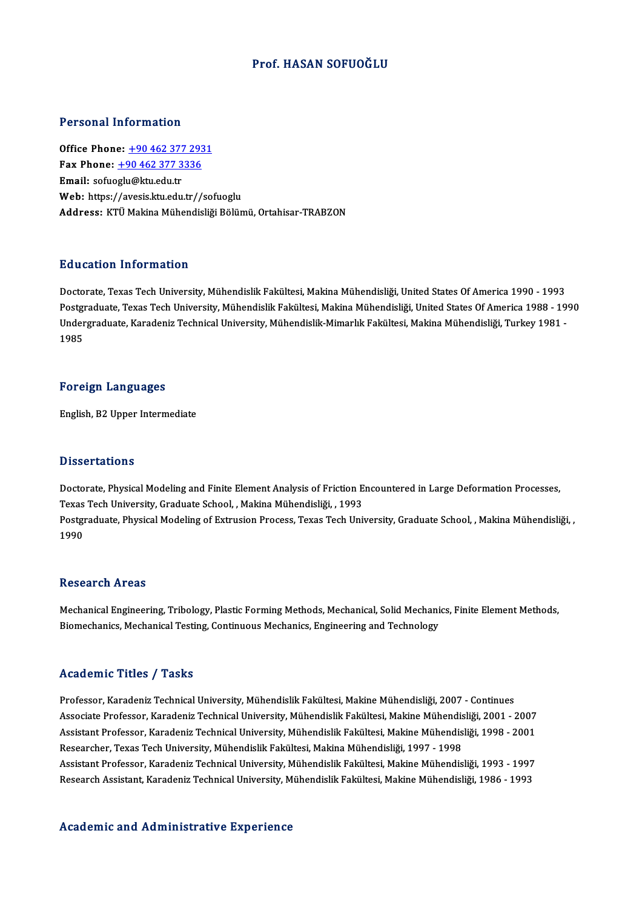# Prof. HASAN SOFUOĞLU

## Personal Information

**Office Phone:** +90 462 377 2931
**Fax Phone:** +90 462 377 3336
**Email:** sofuoglu@ktu.edu.tr
**Web:** https://avesis.ktu.edu.tr//sofuoglu
**Address:** KTÜ Makina Mühendisliği Bölümü, Ortahisar-TRABZON

## Education Information

Doctorate, Texas Tech University, Mühendislik Fakültesi, Makina Mühendisliği, United States Of America 1990 - 1993
Postgraduate, Texas Tech University, Mühendislik Fakültesi, Makina Mühendisliği, United States Of America 1988 - 1990
Undergraduate, Karadeniz Technical University, Mühendislik-Mimarlık Fakültesi, Makina Mühendisliği, Turkey 1981 - 1985

## Foreign Languages

English, B2 Upper Intermediate

## Dissertations

Doctorate, Physical Modeling and Finite Element Analysis of Friction Encountered in Large Deformation Processes, Texas Tech University, Graduate School, , Makina Mühendisliği, , 1993
Postgraduate, Physical Modeling of Extrusion Process, Texas Tech University, Graduate School, , Makina Mühendisliği, , 1990

## Research Areas

Mechanical Engineering, Tribology, Plastic Forming Methods, Mechanical, Solid Mechanics, Finite Element Methods, Biomechanics, Mechanical Testing, Continuous Mechanics, Engineering and Technology

## Academic Titles / Tasks

Professor, Karadeniz Technical University, Mühendislik Fakültesi, Makine Mühendisliği, 2007 - Continues
Associate Professor, Karadeniz Technical University, Mühendislik Fakültesi, Makine Mühendisliği, 2001 - 2007
Assistant Professor, Karadeniz Technical University, Mühendislik Fakültesi, Makine Mühendisliği, 1998 - 2001
Researcher, Texas Tech University, Mühendislik Fakültesi, Makina Mühendisliği, 1997 - 1998
Assistant Professor, Karadeniz Technical University, Mühendislik Fakültesi, Makine Mühendisliği, 1993 - 1997
Research Assistant, Karadeniz Technical University, Mühendislik Fakültesi, Makine Mühendisliği, 1986 - 1993

## Academic and Administrative Experience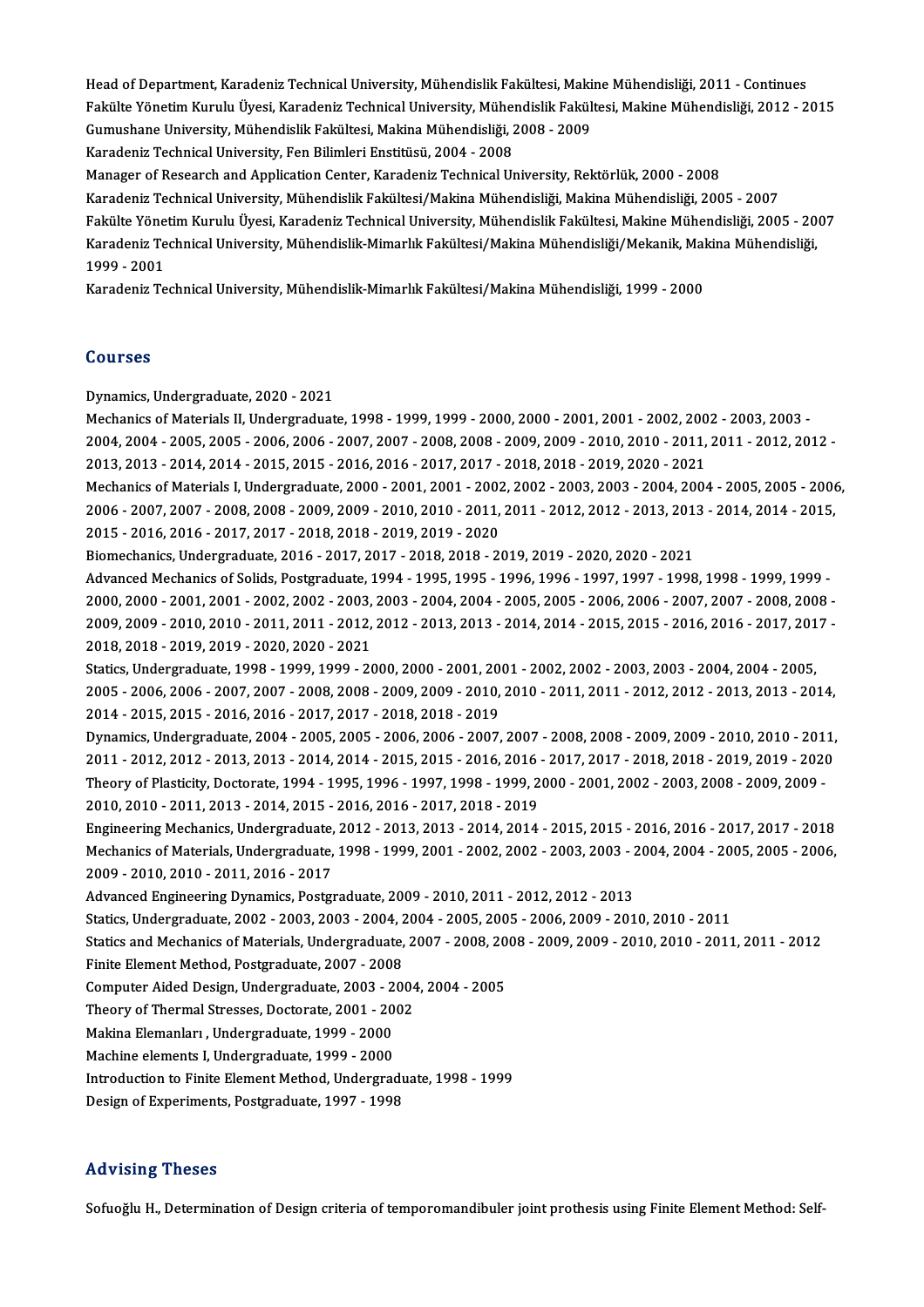Head of Department, Karadeniz Technical University, Mühendislik Fakültesi, Makine Mühendisliği, 2011 - Continues
Fakülte Yönetim Kurulu Üyesi, Karadeniz Technical University, Mühendislik Fakültesi, Makine Mühendisliği, 2012 - 2015
Gumushane University, Mühendislik Fakültesi, Makina Mühendisliği, 2008 - 2009
Karadeniz Technical University, Fen Bilimleri Enstitüsü, 2004 - 2008
Manager of Research and Application Center, Karadeniz Technical University, Rektörlük, 2000 - 2008
Karadeniz Technical University, Mühendislik Fakültesi/Makina Mühendisliği, Makina Mühendisliği, 2005 - 2007
Fakülte Yönetim Kurulu Üyesi, Karadeniz Technical University, Mühendislik Fakültesi, Makine Mühendisliği, 2005 - 2007
Karadeniz Technical University, Mühendislik-Mimarlık Fakültesi/Makina Mühendisliği/Mekanik, Makina Mühendisliği, 1999 - 2001
Karadeniz Technical University, Mühendislik-Mimarlık Fakültesi/Makina Mühendisliği, 1999 - 2000

## Courses

Dynamics, Undergraduate, 2020 - 2021
Mechanics of Materials II, Undergraduate, 1998 - 1999, 1999 - 2000, 2000 - 2001, 2001 - 2002, 2002 - 2003, 2003 - 2004, 2004 - 2005, 2005 - 2006, 2006 - 2007, 2007 - 2008, 2008 - 2009, 2009 - 2010, 2010 - 2011, 2011 - 2012, 2012 - 2013, 2013 - 2014, 2014 - 2015, 2015 - 2016, 2016 - 2017, 2017 - 2018, 2018 - 2019, 2020 - 2021
Mechanics of Materials I, Undergraduate, 2000 - 2001, 2001 - 2002, 2002 - 2003, 2003 - 2004, 2004 - 2005, 2005 - 2006, 2006 - 2007, 2007 - 2008, 2008 - 2009, 2009 - 2010, 2010 - 2011, 2011 - 2012, 2012 - 2013, 2013 - 2014, 2014 - 2015, 2015 - 2016, 2016 - 2017, 2017 - 2018, 2018 - 2019, 2019 - 2020
Biomechanics, Undergraduate, 2016 - 2017, 2017 - 2018, 2018 - 2019, 2019 - 2020, 2020 - 2021
Advanced Mechanics of Solids, Postgraduate, 1994 - 1995, 1995 - 1996, 1996 - 1997, 1997 - 1998, 1998 - 1999, 1999 - 2000, 2000 - 2001, 2001 - 2002, 2002 - 2003, 2003 - 2004, 2004 - 2005, 2005 - 2006, 2006 - 2007, 2007 - 2008, 2008 - 2009, 2009 - 2010, 2010 - 2011, 2011 - 2012, 2012 - 2013, 2013 - 2014, 2014 - 2015, 2015 - 2016, 2016 - 2017, 2017 - 2018, 2018 - 2019, 2019 - 2020, 2020 - 2021
Statics, Undergraduate, 1998 - 1999, 1999 - 2000, 2000 - 2001, 2001 - 2002, 2002 - 2003, 2003 - 2004, 2004 - 2005, 2005 - 2006, 2006 - 2007, 2007 - 2008, 2008 - 2009, 2009 - 2010, 2010 - 2011, 2011 - 2012, 2012 - 2013, 2013 - 2014, 2014 - 2015, 2015 - 2016, 2016 - 2017, 2017 - 2018, 2018 - 2019
Dynamics, Undergraduate, 2004 - 2005, 2005 - 2006, 2006 - 2007, 2007 - 2008, 2008 - 2009, 2009 - 2010, 2010 - 2011, 2011 - 2012, 2012 - 2013, 2013 - 2014, 2014 - 2015, 2015 - 2016, 2016 - 2017, 2017 - 2018, 2018 - 2019, 2019 - 2020
Theory of Plasticity, Doctorate, 1994 - 1995, 1996 - 1997, 1998 - 1999, 2000 - 2001, 2002 - 2003, 2008 - 2009, 2009 - 2010, 2010 - 2011, 2013 - 2014, 2015 - 2016, 2016 - 2017, 2018 - 2019
Engineering Mechanics, Undergraduate, 2012 - 2013, 2013 - 2014, 2014 - 2015, 2015 - 2016, 2016 - 2017, 2017 - 2018
Mechanics of Materials, Undergraduate, 1998 - 1999, 2001 - 2002, 2002 - 2003, 2003 - 2004, 2004 - 2005, 2005 - 2006, 2009 - 2010, 2010 - 2011, 2016 - 2017
Advanced Engineering Dynamics, Postgraduate, 2009 - 2010, 2011 - 2012, 2012 - 2013
Statics, Undergraduate, 2002 - 2003, 2003 - 2004, 2004 - 2005, 2005 - 2006, 2009 - 2010, 2010 - 2011
Statics and Mechanics of Materials, Undergraduate, 2007 - 2008, 2008 - 2009, 2009 - 2010, 2010 - 2011, 2011 - 2012
Finite Element Method, Postgraduate, 2007 - 2008
Computer Aided Design, Undergraduate, 2003 - 2004, 2004 - 2005
Theory of Thermal Stresses, Doctorate, 2001 - 2002
Makina Elemanları , Undergraduate, 1999 - 2000
Machine elements I, Undergraduate, 1999 - 2000
Introduction to Finite Element Method, Undergraduate, 1998 - 1999
Design of Experiments, Postgraduate, 1997 - 1998

## Advising Theses

Sofuoğlu H., Determination of Design criteria of temporomandibuler joint prothesis using Finite Element Method: Self-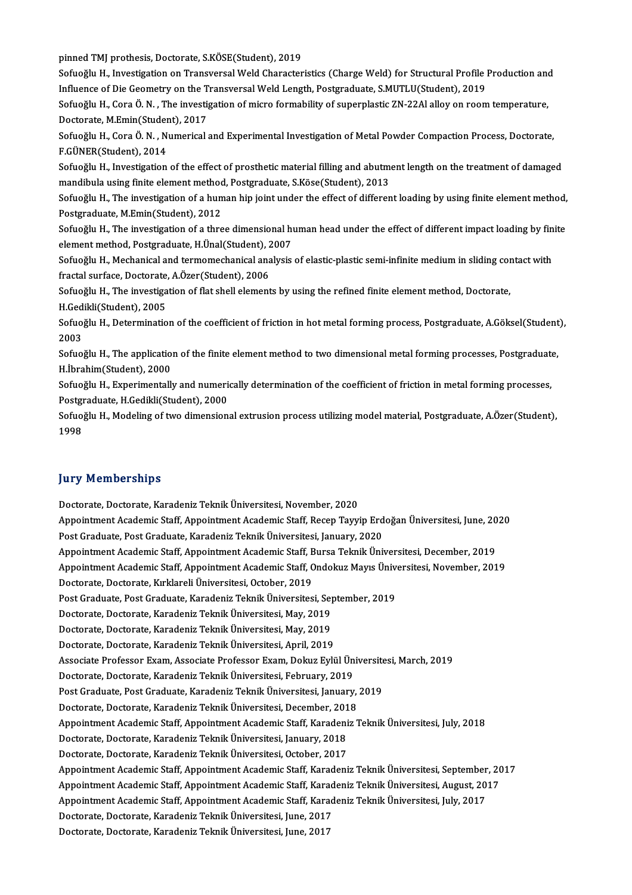pinned TMJ prothesis, Doctorate, S.KÖSE(Student), 2019

Sofuoğlu H., Investigation on Transversal Weld Characteristics (Charge Weld) for Structural Profile Production and Influence of Die Geometry on the Transversal Weld Length, Postgraduate, S.MUTLU(Student), 2019

Sofuoğlu H., Cora Ö. N. , The investigation of micro formability of superplastic ZN-22Al alloy on room temperature, Doctorate, M.Emin(Student), 2017

Sofuoğlu H., Cora Ö. N. , Numerical and Experimental Investigation of Metal Powder Compaction Process, Doctorate, F.GÜNER(Student), 2014

Sofuoğlu H., Investigation of the effect of prosthetic material filling and abutment length on the treatment of damaged mandibula using finite element method, Postgraduate, S.Köse(Student), 2013

Sofuoğlu H., The investigation of a human hip joint under the effect of different loading by using finite element method, Postgraduate, M.Emin(Student), 2012

Sofuoğlu H., The investigation of a three dimensional human head under the effect of different impact loading by finite element method, Postgraduate, H.Ünal(Student), 2007

Sofuoğlu H., Mechanical and termomechanical analysis of elastic-plastic semi-infinite medium in sliding contact with fractal surface, Doctorate, A.Özer(Student), 2006

Sofuoğlu H., The investigation of flat shell elements by using the refined finite element method, Doctorate, H.Gedikli(Student), 2005

Sofuoğlu H., Determination of the coefficient of friction in hot metal forming process, Postgraduate, A.Göksel(Student), 2003

Sofuoğlu H., The application of the finite element method to two dimensional metal forming processes, Postgraduate, H.İbrahim(Student), 2000

Sofuoğlu H., Experimentally and numerically determination of the coefficient of friction in metal forming processes, Postgraduate, H.Gedikli(Student), 2000

Sofuoğlu H., Modeling of two dimensional extrusion process utilizing model material, Postgraduate, A.Özer(Student), 1998

## Jury Memberships

Doctorate, Doctorate, Karadeniz Teknik Üniversitesi, November, 2020

Appointment Academic Staff, Appointment Academic Staff, Recep Tayyip Erdoğan Üniversitesi, June, 2020

Post Graduate, Post Graduate, Karadeniz Teknik Üniversitesi, January, 2020

Appointment Academic Staff, Appointment Academic Staff, Bursa Teknik Üniversitesi, December, 2019

Appointment Academic Staff, Appointment Academic Staff, Ondokuz Mayıs Üniversitesi, November, 2019

Doctorate, Doctorate, Kırklareli Üniversitesi, October, 2019

Post Graduate, Post Graduate, Karadeniz Teknik Üniversitesi, September, 2019

Doctorate, Doctorate, Karadeniz Teknik Üniversitesi, May, 2019

Doctorate, Doctorate, Karadeniz Teknik Üniversitesi, May, 2019

Doctorate, Doctorate, Karadeniz Teknik Üniversitesi, April, 2019

Associate Professor Exam, Associate Professor Exam, Dokuz Eylül Üniversitesi, March, 2019

Doctorate, Doctorate, Karadeniz Teknik Üniversitesi, February, 2019

Post Graduate, Post Graduate, Karadeniz Teknik Üniversitesi, January, 2019

Doctorate, Doctorate, Karadeniz Teknik Üniversitesi, December, 2018

Appointment Academic Staff, Appointment Academic Staff, Karadeniz Teknik Üniversitesi, July, 2018

Doctorate, Doctorate, Karadeniz Teknik Üniversitesi, January, 2018

Doctorate, Doctorate, Karadeniz Teknik Üniversitesi, October, 2017

Appointment Academic Staff, Appointment Academic Staff, Karadeniz Teknik Üniversitesi, September, 2017

Appointment Academic Staff, Appointment Academic Staff, Karadeniz Teknik Üniversitesi, August, 2017

Appointment Academic Staff, Appointment Academic Staff, Karadeniz Teknik Üniversitesi, July, 2017

Doctorate, Doctorate, Karadeniz Teknik Üniversitesi, June, 2017

Doctorate, Doctorate, Karadeniz Teknik Üniversitesi, June, 2017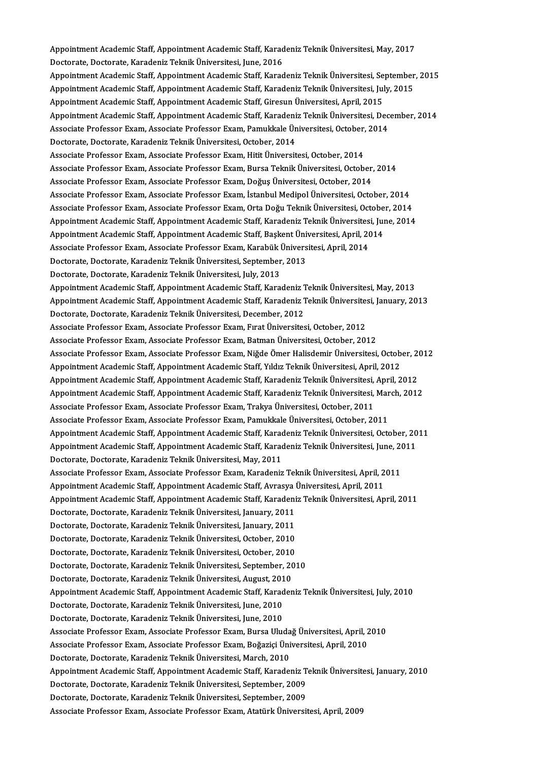Appointment Academic Staff, Appointment Academic Staff, Karadeniz Teknik Üniversitesi, May, 2017
Doctorate, Doctorate, Karadeniz Teknik Üniversitesi, June, 2016
Appointment Academic Staff, Appointment Academic Staff, Karadeniz Teknik Üniversitesi, September, 2015
Appointment Academic Staff, Appointment Academic Staff, Karadeniz Teknik Üniversitesi, July, 2015
Appointment Academic Staff, Appointment Academic Staff, Giresun Üniversitesi, April, 2015
Appointment Academic Staff, Appointment Academic Staff, Karadeniz Teknik Üniversitesi, December, 2014
Associate Professor Exam, Associate Professor Exam, Pamukkale Üniversitesi, October, 2014
Doctorate, Doctorate, Karadeniz Teknik Üniversitesi, October, 2014
Associate Professor Exam, Associate Professor Exam, Hitit Üniversitesi, October, 2014
Associate Professor Exam, Associate Professor Exam, Bursa Teknik Üniversitesi, October, 2014
Associate Professor Exam, Associate Professor Exam, Doğuş Üniversitesi, October, 2014
Associate Professor Exam, Associate Professor Exam, İstanbul Medipol Üniversitesi, October, 2014
Associate Professor Exam, Associate Professor Exam, Orta Doğu Teknik Üniversitesi, October, 2014
Appointment Academic Staff, Appointment Academic Staff, Karadeniz Teknik Üniversitesi, June, 2014
Appointment Academic Staff, Appointment Academic Staff, Başkent Üniversitesi, April, 2014
Associate Professor Exam, Associate Professor Exam, Karabük Üniversitesi, April, 2014
Doctorate, Doctorate, Karadeniz Teknik Üniversitesi, September, 2013
Doctorate, Doctorate, Karadeniz Teknik Üniversitesi, July, 2013
Appointment Academic Staff, Appointment Academic Staff, Karadeniz Teknik Üniversitesi, May, 2013
Appointment Academic Staff, Appointment Academic Staff, Karadeniz Teknik Üniversitesi, January, 2013
Doctorate, Doctorate, Karadeniz Teknik Üniversitesi, December, 2012
Associate Professor Exam, Associate Professor Exam, Fırat Üniversitesi, October, 2012
Associate Professor Exam, Associate Professor Exam, Batman Üniversitesi, October, 2012
Associate Professor Exam, Associate Professor Exam, Niğde Ömer Halisdemir Üniversitesi, October, 2012
Appointment Academic Staff, Appointment Academic Staff, Yıldız Teknik Üniversitesi, April, 2012
Appointment Academic Staff, Appointment Academic Staff, Karadeniz Teknik Üniversitesi, April, 2012
Appointment Academic Staff, Appointment Academic Staff, Karadeniz Teknik Üniversitesi, March, 2012
Associate Professor Exam, Associate Professor Exam, Trakya Üniversitesi, October, 2011
Associate Professor Exam, Associate Professor Exam, Pamukkale Üniversitesi, October, 2011
Appointment Academic Staff, Appointment Academic Staff, Karadeniz Teknik Üniversitesi, October, 2011
Appointment Academic Staff, Appointment Academic Staff, Karadeniz Teknik Üniversitesi, June, 2011
Doctorate, Doctorate, Karadeniz Teknik Üniversitesi, May, 2011
Associate Professor Exam, Associate Professor Exam, Karadeniz Teknik Üniversitesi, April, 2011
Appointment Academic Staff, Appointment Academic Staff, Avrasya Üniversitesi, April, 2011
Appointment Academic Staff, Appointment Academic Staff, Karadeniz Teknik Üniversitesi, April, 2011
Doctorate, Doctorate, Karadeniz Teknik Üniversitesi, January, 2011
Doctorate, Doctorate, Karadeniz Teknik Üniversitesi, January, 2011
Doctorate, Doctorate, Karadeniz Teknik Üniversitesi, October, 2010
Doctorate, Doctorate, Karadeniz Teknik Üniversitesi, October, 2010
Doctorate, Doctorate, Karadeniz Teknik Üniversitesi, September, 2010
Doctorate, Doctorate, Karadeniz Teknik Üniversitesi, August, 2010
Appointment Academic Staff, Appointment Academic Staff, Karadeniz Teknik Üniversitesi, July, 2010
Doctorate, Doctorate, Karadeniz Teknik Üniversitesi, June, 2010
Doctorate, Doctorate, Karadeniz Teknik Üniversitesi, June, 2010
Associate Professor Exam, Associate Professor Exam, Bursa Uludağ Üniversitesi, April, 2010
Associate Professor Exam, Associate Professor Exam, Boğaziçi Üniversitesi, April, 2010
Doctorate, Doctorate, Karadeniz Teknik Üniversitesi, March, 2010
Appointment Academic Staff, Appointment Academic Staff, Karadeniz Teknik Üniversitesi, January, 2010
Doctorate, Doctorate, Karadeniz Teknik Üniversitesi, September, 2009
Doctorate, Doctorate, Karadeniz Teknik Üniversitesi, September, 2009
Associate Professor Exam, Associate Professor Exam, Atatürk Üniversitesi, April, 2009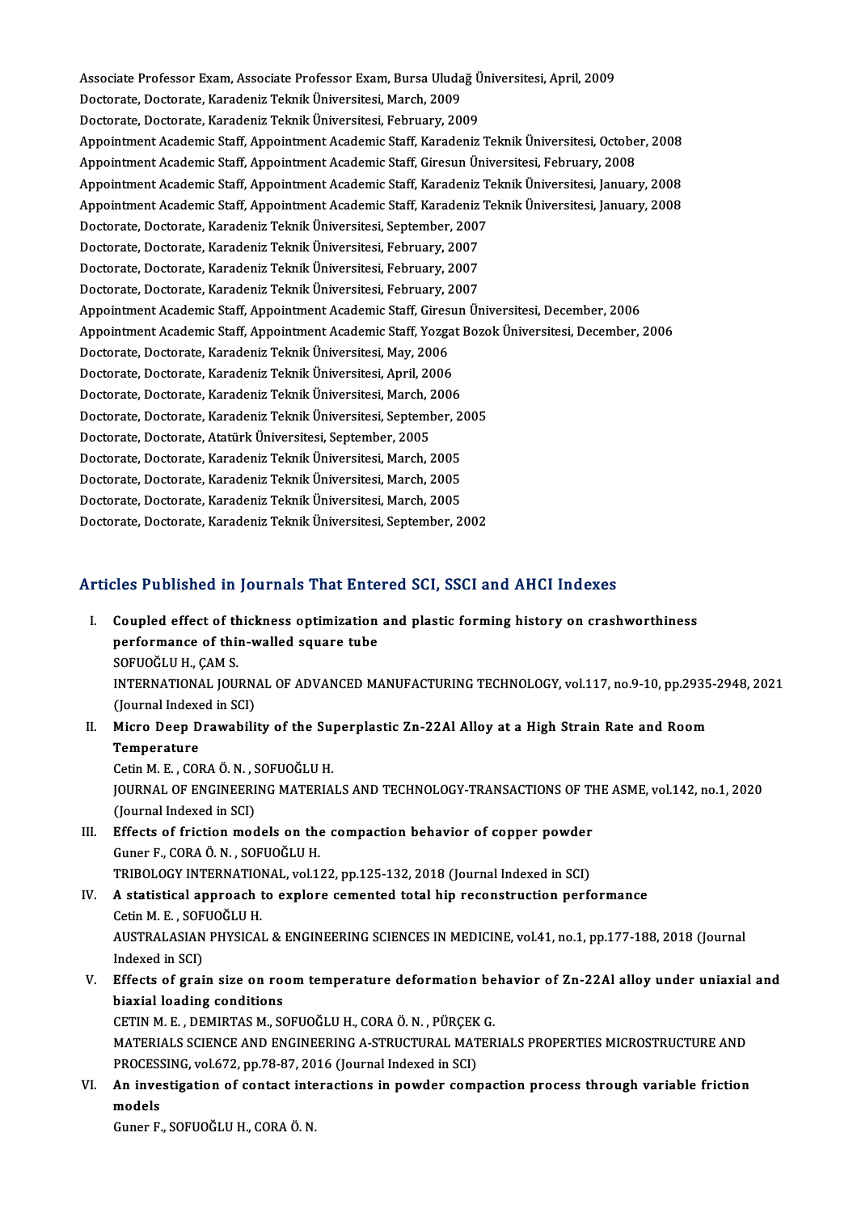Associate Professor Exam, Associate Professor Exam, Bursa Uludağ Üniversitesi, April, 2009
Doctorate, Doctorate, Karadeniz Teknik Üniversitesi, March, 2009
Doctorate, Doctorate, Karadeniz Teknik Üniversitesi, February, 2009
Appointment Academic Staff, Appointment Academic Staff, Karadeniz Teknik Üniversitesi, October, 2008
Appointment Academic Staff, Appointment Academic Staff, Giresun Üniversitesi, February, 2008
Appointment Academic Staff, Appointment Academic Staff, Karadeniz Teknik Üniversitesi, January, 2008
Appointment Academic Staff, Appointment Academic Staff, Karadeniz Teknik Üniversitesi, January, 2008
Doctorate, Doctorate, Karadeniz Teknik Üniversitesi, September, 2007
Doctorate, Doctorate, Karadeniz Teknik Üniversitesi, February, 2007
Doctorate, Doctorate, Karadeniz Teknik Üniversitesi, February, 2007
Doctorate, Doctorate, Karadeniz Teknik Üniversitesi, February, 2007
Appointment Academic Staff, Appointment Academic Staff, Giresun Üniversitesi, December, 2006
Appointment Academic Staff, Appointment Academic Staff, Yozgat Bozok Üniversitesi, December, 2006
Doctorate, Doctorate, Karadeniz Teknik Üniversitesi, May, 2006
Doctorate, Doctorate, Karadeniz Teknik Üniversitesi, April, 2006
Doctorate, Doctorate, Karadeniz Teknik Üniversitesi, March, 2006
Doctorate, Doctorate, Karadeniz Teknik Üniversitesi, September, 2005
Doctorate, Doctorate, Atatürk Üniversitesi, September, 2005
Doctorate, Doctorate, Karadeniz Teknik Üniversitesi, March, 2005
Doctorate, Doctorate, Karadeniz Teknik Üniversitesi, March, 2005
Doctorate, Doctorate, Karadeniz Teknik Üniversitesi, March, 2005
Doctorate, Doctorate, Karadeniz Teknik Üniversitesi, September, 2002

## Articles Published in Journals That Entered SCI, SSCI and AHCI Indexes

I. **Coupled effect of thickness optimization and plastic forming history on crashworthiness performance of thin-walled square tube**
SOFUOĞLU H., ÇAM S.
INTERNATIONAL JOURNAL OF ADVANCED MANUFACTURING TECHNOLOGY, vol.117, no.9-10, pp.2935-2948, 2021 (Journal Indexed in SCI)

II. **Micro Deep Drawability of the Superplastic Zn-22Al Alloy at a High Strain Rate and Room Temperature**
Cetin M. E. , CORA Ö. N. , SOFUOĞLU H.
JOURNAL OF ENGINEERING MATERIALS AND TECHNOLOGY-TRANSACTIONS OF THE ASME, vol.142, no.1, 2020 (Journal Indexed in SCI)

III. **Effects of friction models on the compaction behavior of copper powder**
Guner F., CORA Ö. N. , SOFUOĞLU H.
TRIBOLOGY INTERNATIONAL, vol.122, pp.125-132, 2018 (Journal Indexed in SCI)

IV. **A statistical approach to explore cemented total hip reconstruction performance**
Cetin M. E. , SOFUOĞLU H.
AUSTRALASIAN PHYSICAL & ENGINEERING SCIENCES IN MEDICINE, vol.41, no.1, pp.177-188, 2018 (Journal Indexed in SCI)

V. **Effects of grain size on room temperature deformation behavior of Zn-22Al alloy under uniaxial and biaxial loading conditions**
CETIN M. E. , DEMIRTAS M., SOFUOĞLU H., CORA Ö. N. , PÜRÇEK G.
MATERIALS SCIENCE AND ENGINEERING A-STRUCTURAL MATERIALS PROPERTIES MICROSTRUCTURE AND PROCESSING, vol.672, pp.78-87, 2016 (Journal Indexed in SCI)

VI. **An investigation of contact interactions in powder compaction process through variable friction models**
Guner F., SOFUOĞLU H., CORA Ö. N.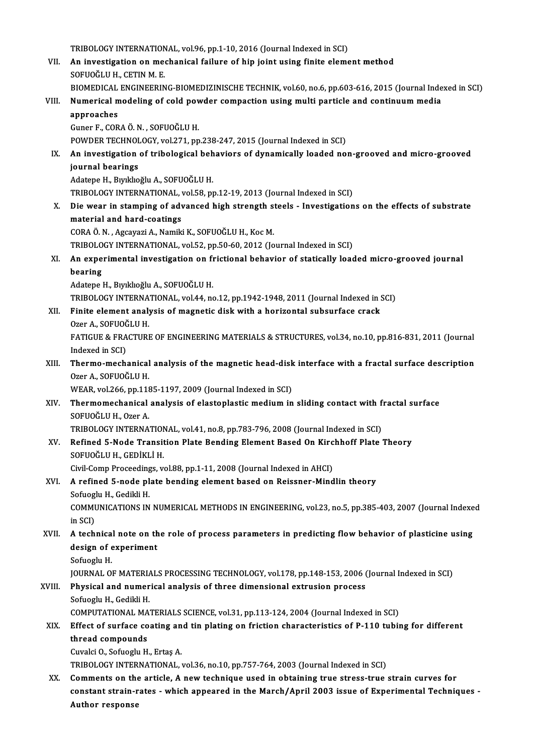TRIBOLOGY INTERNATIONAL, vol.96, pp.1-10, 2016 (Journal Indexed in SCI)

VII. **An investigation on mechanical failure of hip joint using finite element method**
SOFUOĞLU H., CETIN M. E.
BIOMEDICAL ENGINEERING-BIOMEDIZINISCHE TECHNIK, vol.60, no.6, pp.603-616, 2015 (Journal Indexed in SCI)

VIII. **Numerical modeling of cold powder compaction using multi particle and continuum media approaches**
Guner F., CORA Ö. N. , SOFUOĞLU H.
POWDER TECHNOLOGY, vol.271, pp.238-247, 2015 (Journal Indexed in SCI)

IX. **An investigation of tribological behaviors of dynamically loaded non-grooved and micro-grooved journal bearings**
Adatepe H., Bıyıklıoğlu A., SOFUOĞLU H.
TRIBOLOGY INTERNATIONAL, vol.58, pp.12-19, 2013 (Journal Indexed in SCI)

X. **Die wear in stamping of advanced high strength steels - Investigations on the effects of substrate material and hard-coatings**
CORA Ö. N. , Agcayazi A., Namiki K., SOFUOĞLU H., Koc M.
TRIBOLOGY INTERNATIONAL, vol.52, pp.50-60, 2012 (Journal Indexed in SCI)

XI. **An experimental investigation on frictional behavior of statically loaded micro-grooved journal bearing**
Adatepe H., Bıyıklıoğlu A., SOFUOĞLU H.
TRIBOLOGY INTERNATIONAL, vol.44, no.12, pp.1942-1948, 2011 (Journal Indexed in SCI)

XII. **Finite element analysis of magnetic disk with a horizontal subsurface crack**
Ozer A., SOFUOĞLU H.
FATIGUE & FRACTURE OF ENGINEERING MATERIALS & STRUCTURES, vol.34, no.10, pp.816-831, 2011 (Journal Indexed in SCI)

XIII. **Thermo-mechanical analysis of the magnetic head-disk interface with a fractal surface description**
Ozer A., SOFUOĞLU H.
WEAR, vol.266, pp.1185-1197, 2009 (Journal Indexed in SCI)

XIV. **Thermomechanical analysis of elastoplastic medium in sliding contact with fractal surface**
SOFUOĞLU H., Ozer A.
TRIBOLOGY INTERNATIONAL, vol.41, no.8, pp.783-796, 2008 (Journal Indexed in SCI)

XV. **Refined 5-Node Transition Plate Bending Element Based On Kirchhoff Plate Theory**
SOFUOĞLU H., GEDİKLİ H.
Civil-Comp Proceedings, vol.88, pp.1-11, 2008 (Journal Indexed in AHCI)

XVI. **A refined 5-node plate bending element based on Reissner-Mindlin theory**
Sofuoglu H., Gedikli H.
COMMUNICATIONS IN NUMERICAL METHODS IN ENGINEERING, vol.23, no.5, pp.385-403, 2007 (Journal Indexed in SCI)

XVII. **A technical note on the role of process parameters in predicting flow behavior of plasticine using design of experiment**
Sofuoglu H.
JOURNAL OF MATERIALS PROCESSING TECHNOLOGY, vol.178, pp.148-153, 2006 (Journal Indexed in SCI)

XVIII. **Physical and numerical analysis of three dimensional extrusion process**
Sofuoglu H., Gedikli H.
COMPUTATIONAL MATERIALS SCIENCE, vol.31, pp.113-124, 2004 (Journal Indexed in SCI)

XIX. **Effect of surface coating and tin plating on friction characteristics of P-110 tubing for different thread compounds**
Cuvalci O., Sofuoglu H., Ertaş A.
TRIBOLOGY INTERNATIONAL, vol.36, no.10, pp.757-764, 2003 (Journal Indexed in SCI)

XX. **Comments on the article, A new technique used in obtaining true stress-true strain curves for constant strain-rates - which appeared in the March/April 2003 issue of Experimental Techniques - Author response**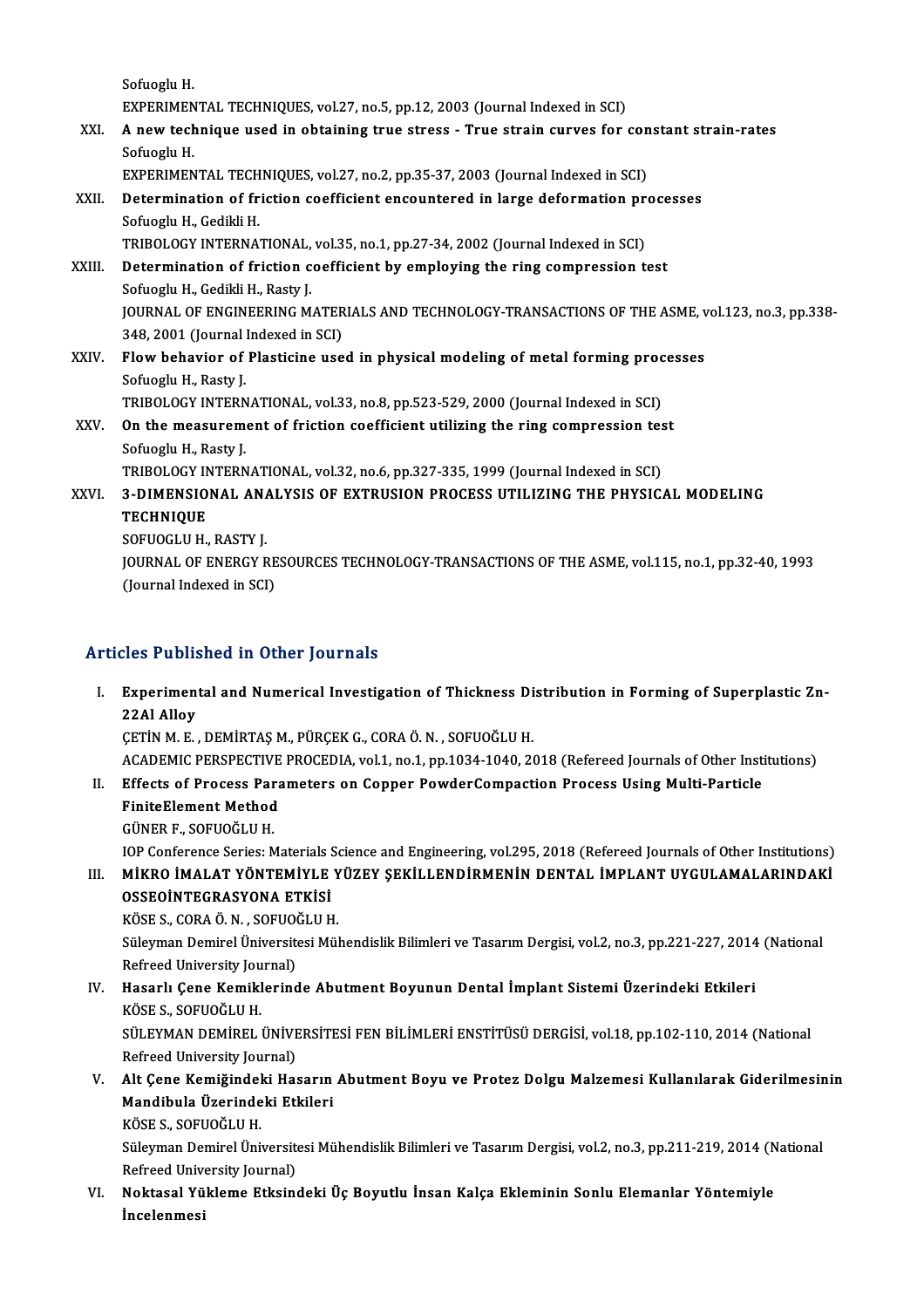Sofuoglu H.
EXPERIMENTAL TECHNIQUES, vol.27, no.5, pp.12, 2003 (Journal Indexed in SCI)

XXI. **A new technique used in obtaining true stress - True strain curves for constant strain-rates**
Sofuoglu H.
EXPERIMENTAL TECHNIQUES, vol.27, no.2, pp.35-37, 2003 (Journal Indexed in SCI)

XXII. **Determination of friction coefficient encountered in large deformation processes**
Sofuoglu H., Gedikli H.
TRIBOLOGY INTERNATIONAL, vol.35, no.1, pp.27-34, 2002 (Journal Indexed in SCI)

XXIII. **Determination of friction coefficient by employing the ring compression test**
Sofuoglu H., Gedikli H., Rasty J.
JOURNAL OF ENGINEERING MATERIALS AND TECHNOLOGY-TRANSACTIONS OF THE ASME, vol.123, no.3, pp.338-348, 2001 (Journal Indexed in SCI)

XXIV. **Flow behavior of Plasticine used in physical modeling of metal forming processes**
Sofuoglu H., Rasty J.
TRIBOLOGY INTERNATIONAL, vol.33, no.8, pp.523-529, 2000 (Journal Indexed in SCI)

XXV. **On the measurement of friction coefficient utilizing the ring compression test**
Sofuoglu H., Rasty J.
TRIBOLOGY INTERNATIONAL, vol.32, no.6, pp.327-335, 1999 (Journal Indexed in SCI)

XXVI. **3-DIMENSIONAL ANALYSIS OF EXTRUSION PROCESS UTILIZING THE PHYSICAL MODELING TECHNIQUE**
SOFUOGLU H., RASTY J.
JOURNAL OF ENERGY RESOURCES TECHNOLOGY-TRANSACTIONS OF THE ASME, vol.115, no.1, pp.32-40, 1993 (Journal Indexed in SCI)

## Articles Published in Other Journals

I. **Experimental and Numerical Investigation of Thickness Distribution in Forming of Superplastic Zn-22Al Alloy**
ÇETİN M. E. , DEMİRTAŞ M., PÜRÇEK G., CORA Ö. N. , SOFUOĞLU H.
ACADEMIC PERSPECTIVE PROCEDIA, vol.1, no.1, pp.1034-1040, 2018 (Refereed Journals of Other Institutions)

II. **Effects of Process Parameters on Copper PowderCompaction Process Using Multi-Particle FiniteElement Method**
GÜNER F., SOFUOĞLU H.
IOP Conference Series: Materials Science and Engineering, vol.295, 2018 (Refereed Journals of Other Institutions)

III. **MİKRO İMALAT YÖNTEMİYLE YÜZEY ŞEKİLLENDİRMENİN DENTAL İMPLANT UYGULAMALARINDAKİ OSSEOİNTEGRASYONA ETKİSİ**
KÖSE S., CORA Ö. N. , SOFUOĞLU H.
Süleyman Demirel Üniversitesi Mühendislik Bilimleri ve Tasarım Dergisi, vol.2, no.3, pp.221-227, 2014 (National Refreed University Journal)

IV. **Hasarlı Çene Kemiklerinde Abutment Boyunun Dental İmplant Sistemi Üzerindeki Etkileri**
KÖSE S., SOFUOĞLU H.
SÜLEYMAN DEMİREL ÜNİVERSİTESİ FEN BİLİMLERİ ENSTİTÜSÜ DERGİSİ, vol.18, pp.102-110, 2014 (National Refreed University Journal)

V. **Alt Çene Kemiğindeki Hasarın Abutment Boyu ve Protez Dolgu Malzemesi Kullanılarak Giderilmesinin Mandibula Üzerindeki Etkileri**
KÖSE S., SOFUOĞLU H.
Süleyman Demirel Üniversitesi Mühendislik Bilimleri ve Tasarım Dergisi, vol.2, no.3, pp.211-219, 2014 (National Refreed University Journal)

VI. **Noktasal Yükleme Etksindeki Üç Boyutlu İnsan Kalça Ekleminin Sonlu Elemanlar Yöntemiyle İncelenmesi**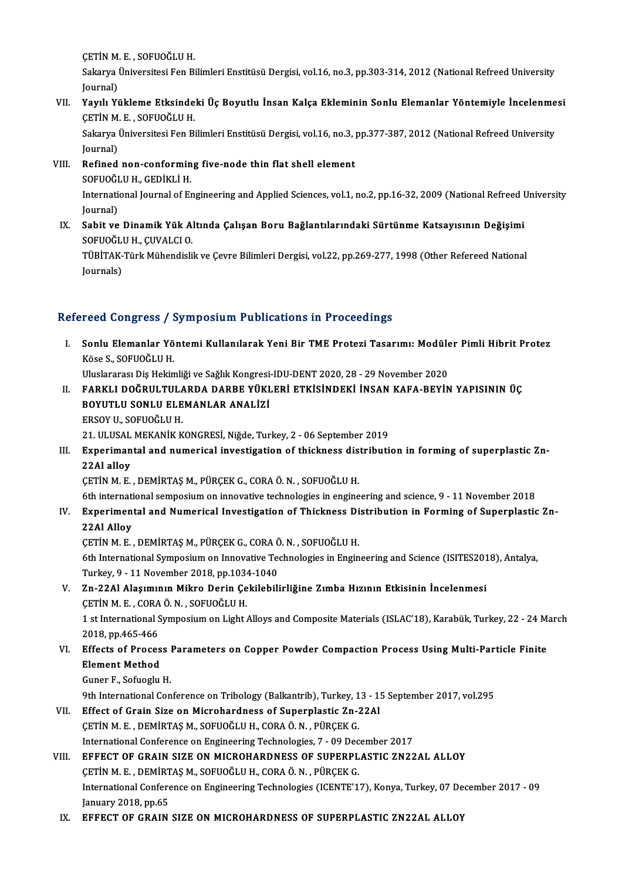ÇETİN M. E. , SOFUOĞLU H.

Sakarya Üniversitesi Fen Bilimleri Enstitüsü Dergisi, vol.16, no.3, pp.303-314, 2012 (National Refreed University Journal)

VII. **Yayılı Yükleme Etksindeki Üç Boyutlu İnsan Kalça Ekleminin Sonlu Elemanlar Yöntemiyle İncelenmesi**
ÇETİN M. E. , SOFUOĞLU H.
Sakarya Üniversitesi Fen Bilimleri Enstitüsü Dergisi, vol.16, no.3, pp.377-387, 2012 (National Refreed University Journal)

VIII. **Refined non-conforming five-node thin flat shell element**
SOFUOĞLU H., GEDİKLİ H.
International Journal of Engineering and Applied Sciences, vol.1, no.2, pp.16-32, 2009 (National Refreed University Journal)

IX. **Sabit ve Dinamik Yük Altında Çalışan Boru Bağlantılarındaki Sürtünme Katsayısının Değişimi**
SOFUOĞLU H., ÇUVALCI O.
TÜBİTAK-Türk Mühendislik ve Çevre Bilimleri Dergisi, vol.22, pp.269-277, 1998 (Other Refereed National Journals)

## Refereed Congress / Symposium Publications in Proceedings

I. **Sonlu Elemanlar Yöntemi Kullanılarak Yeni Bir TME Protezi Tasarımı: Modüler Pimli Hibrit Protez**
Köse S., SOFUOĞLU H.
Uluslararası Diş Hekimliği ve Sağlık Kongresi-IDU-DENT 2020, 28 - 29 November 2020

II. **FARKLI DOĞRULTULARDA DARBE YÜKLERİ ETKİSİNDEKİ İNSAN KAFA-BEYİN YAPISININ ÜÇ BOYUTLU SONLU ELEMANLAR ANALİZİ**
ERSOY U., SOFUOĞLU H.
21. ULUSAL MEKANİK KONGRESİ, Niğde, Turkey, 2 - 06 September 2019

III. **Experimantal and numerical investigation of thickness distribution in forming of superplastic Zn-22Al alloy**
ÇETİN M. E. , DEMİRTAŞ M., PÜRÇEK G., CORA Ö. N. , SOFUOĞLU H.
6th international semposium on innovative technologies in engineering and science, 9 - 11 November 2018

IV. **Experimental and Numerical Investigation of Thickness Distribution in Forming of Superplastic Zn-22Al Alloy**
ÇETİN M. E. , DEMİRTAŞ M., PÜRÇEK G., CORA Ö. N. , SOFUOĞLU H.
6th International Symposium on Innovative Technologies in Engineering and Science (ISITES2018), Antalya, Turkey, 9 - 11 November 2018, pp.1034-1040

V. **Zn-22Al Alaşımının Mikro Derin Çekilebilirliğine Zımba Hızının Etkisinin İncelenmesi**
ÇETİN M. E. , CORA Ö. N. , SOFUOĞLU H.
1 st International Symposium on Light Alloys and Composite Materials (ISLAC'18), Karabük, Turkey, 22 - 24 March 2018, pp.465-466

VI. **Effects of Process Parameters on Copper Powder Compaction Process Using Multi-Particle Finite Element Method**
Guner F., Sofuoglu H.
9th International Conference on Tribology (Balkantrib), Turkey, 13 - 15 September 2017, vol.295

VII. **Effect of Grain Size on Microhardness of Superplastic Zn-22Al**
ÇETİN M. E. , DEMİRTAŞ M., SOFUOĞLU H., CORA Ö. N. , PÜRÇEK G.
International Conference on Engineering Technologies, 7 - 09 December 2017

VIII. **EFFECT OF GRAIN SIZE ON MICROHARDNESS OF SUPERPLASTIC ZN22AL ALLOY**
ÇETİN M. E. , DEMİRTAŞ M., SOFUOĞLU H., CORA Ö. N. , PÜRÇEK G.
International Conference on Engineering Technologies (ICENTE'17), Konya, Turkey, 07 December 2017 - 09 January 2018, pp.65

IX. **EFFECT OF GRAIN SIZE ON MICROHARDNESS OF SUPERPLASTIC ZN22AL ALLOY**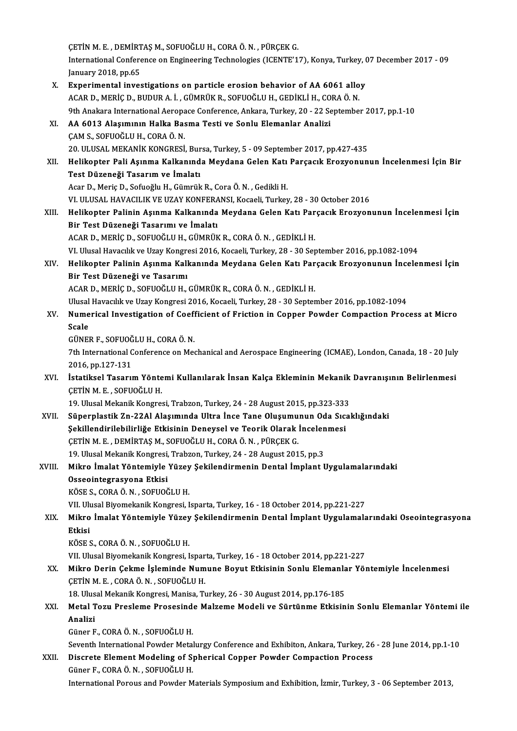ÇETİN M. E. , DEMİRTAŞ M., SOFUOĞLU H., CORA Ö. N. , PÜRÇEK G.
International Conference on Engineering Technologies (ICENTE'17), Konya, Turkey, 07 December 2017 - 09 January 2018, pp.65

X. **Experimental investigations on particle erosion behavior of AA 6061 alloy**
ACAR D., MERİÇ D., BUDUR A. İ. , GÜMRÜK R., SOFUOĞLU H., GEDİKLİ H., CORA Ö. N.
9th Anakara International Aeropace Conference, Ankara, Turkey, 20 - 22 September 2017, pp.1-10

XI. **AA 6013 Alaşımının Halka Basma Testi ve Sonlu Elemanlar Analizi**
ÇAM S., SOFUOĞLU H., CORA Ö. N.
20. ULUSAL MEKANİK KONGRESİ, Bursa, Turkey, 5 - 09 September 2017, pp.427-435

XII. **Helikopter Pali Aşınma Kalkanında Meydana Gelen Katı Parçacık Erozyonunun İncelenmesi İçin Bir Test Düzeneği Tasarım ve İmalatı**
Acar D., Meriç D., Sofuoğlu H., Gümrük R., Cora Ö. N. , Gedikli H.
VI. ULUSAL HAVACILIK VE UZAY KONFERANSI, Kocaeli, Turkey, 28 - 30 October 2016

XIII. **Helikopter Palinin Aşınma Kalkanında Meydana Gelen Katı Parçacık Erozyonunun İncelenmesi İçin Bir Test Düzeneği Tasarımı ve İmalatı**
ACAR D., MERİÇ D., SOFUOĞLU H., GÜMRÜK R., CORA Ö. N. , GEDİKLİ H.
VI. Ulusal Havacılık ve Uzay Kongresi 2016, Kocaeli, Turkey, 28 - 30 September 2016, pp.1082-1094

XIV. **Helikopter Palinin Aşınma Kalkanında Meydana Gelen Katı Parçacık Erozyonunun İncelenmesi İçin Bir Test Düzeneği ve Tasarımı**
ACAR D., MERİÇ D., SOFUOĞLU H., GÜMRÜK R., CORA Ö. N. , GEDİKLİ H.
Ulusal Havacılık ve Uzay Kongresi 2016, Kocaeli, Turkey, 28 - 30 September 2016, pp.1082-1094

XV. **Numerical Investigation of Coefficient of Friction in Copper Powder Compaction Process at Micro Scale**
GÜNER F., SOFUOĞLU H., CORA Ö. N.
7th International Conference on Mechanical and Aerospace Engineering (ICMAE), London, Canada, 18 - 20 July 2016, pp.127-131

XVI. **İstatiksel Tasarım Yöntemi Kullanılarak İnsan Kalça Ekleminin Mekanik Davranışının Belirlenmesi**
ÇETİN M. E. , SOFUOĞLU H.
19. Ulusal Mekanik Kongresi, Trabzon, Turkey, 24 - 28 August 2015, pp.323-333

XVII. **Süperplastik Zn-22Al Alaşımında Ultra İnce Tane Oluşumunun Oda Sıcaklığındaki Şekillendirilebilirliğe Etkisinin Deneysel ve Teorik Olarak İncelenmesi**
ÇETİN M. E. , DEMİRTAŞ M., SOFUOĞLU H., CORA Ö. N. , PÜRÇEK G.
19. Ulusal Mekanik Kongresi, Trabzon, Turkey, 24 - 28 August 2015, pp.3

XVIII. **Mikro İmalat Yöntemiyle Yüzey Şekilendirmenin Dental İmplant Uygulamalarındaki Osseointegrasyona Etkisi**
KÖSE S., CORA Ö. N. , SOFUOĞLU H.
VII. Ulusal Biyomekanik Kongresi, Isparta, Turkey, 16 - 18 October 2014, pp.221-227

XIX. **Mikro İmalat Yöntemiyle Yüzey Şekilendirmenin Dental İmplant Uygulamalarındaki Oseointegrasyona Etkisi**
KÖSE S., CORA Ö. N. , SOFUOĞLU H.
VII. Ulusal Biyomekanik Kongresi, Isparta, Turkey, 16 - 18 October 2014, pp.221-227

XX. **Mikro Derin Çekme İşleminde Numune Boyut Etkisinin Sonlu Elemanlar Yöntemiyle İncelenmesi**
ÇETİN M. E. , CORA Ö. N. , SOFUOĞLU H.
18. Ulusal Mekanik Kongresi, Manisa, Turkey, 26 - 30 August 2014, pp.176-185

XXI. **Metal Tozu Presleme Prosesinde Malzeme Modeli ve Sürtünme Etkisinin Sonlu Elemanlar Yöntemi ile Analizi**
Güner F., CORA Ö. N. , SOFUOĞLU H.
Seventh International Powder Metalurgy Conference and Exhibiton, Ankara, Turkey, 26 - 28 June 2014, pp.1-10

XXII. **Discrete Element Modeling of Spherical Copper Powder Compaction Process**
Güner F., CORA Ö. N. , SOFUOĞLU H.
International Porous and Powder Materials Symposium and Exhibition, İzmir, Turkey, 3 - 06 September 2013,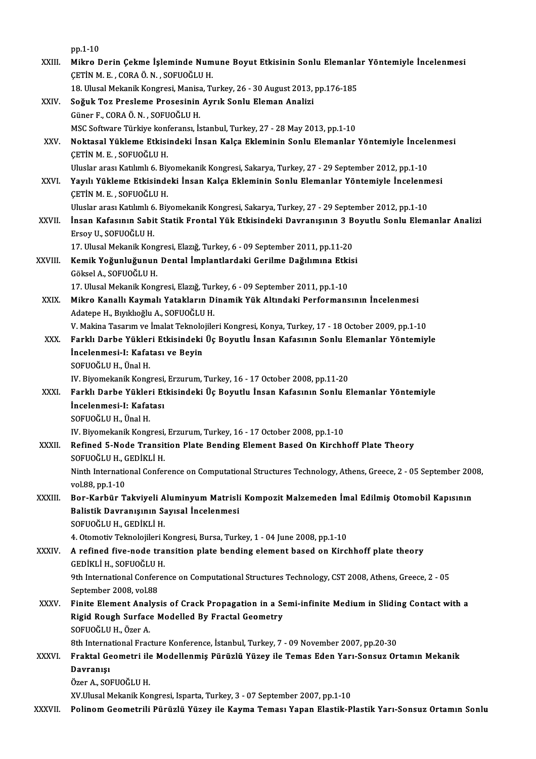pp.1-10

XXIII. **Mikro Derin Çekme İşleminde Numune Boyut Etkisinin Sonlu Elemanlar Yöntemiyle İncelenmesi**
ÇETİN M. E. , CORA Ö. N. , SOFUOĞLU H.
18. Ulusal Mekanik Kongresi, Manisa, Turkey, 26 - 30 August 2013, pp.176-185

XXIV. **Soğuk Toz Presleme Prosesinin Ayrık Sonlu Eleman Analizi**
Güner F., CORA Ö. N. , SOFUOĞLU H.
MSC Software Türkiye konferansı, İstanbul, Turkey, 27 - 28 May 2013, pp.1-10

XXV. **Noktasal Yükleme Etkisindeki İnsan Kalça Ekleminin Sonlu Elemanlar Yöntemiyle İncelenmesi**
ÇETİN M. E. , SOFUOĞLU H.
Uluslar arası Katılımlı 6. Biyomekanik Kongresi, Sakarya, Turkey, 27 - 29 September 2012, pp.1-10

XXVI. **Yayılı Yükleme Etkisindeki İnsan Kalça Ekleminin Sonlu Elemanlar Yöntemiyle İncelenmesi**
ÇETİN M. E. , SOFUOĞLU H.
Uluslar arası Katılımlı 6. Biyomekanik Kongresi, Sakarya, Turkey, 27 - 29 September 2012, pp.1-10

XXVII. **İnsan Kafasının Sabit Statik Frontal Yük Etkisindeki Davranışının 3 Boyutlu Sonlu Elemanlar Analizi**
Ersoy U., SOFUOĞLU H.
17. Ulusal Mekanik Kongresi, Elazığ, Turkey, 6 - 09 September 2011, pp.11-20

XXVIII. **Kemik Yoğunluğunun Dental İmplantlardaki Gerilme Dağılımına Etkisi**
Göksel A., SOFUOĞLU H.
17. Ulusal Mekanik Kongresi, Elazığ, Turkey, 6 - 09 September 2011, pp.1-10

XXIX. **Mikro Kanallı Kaymalı Yatakların Dinamik Yük Altındaki Performansının İncelenmesi**
Adatepe H., Bıyıklıoğlu A., SOFUOĞLU H.
V. Makina Tasarım ve İmalat Teknolojileri Kongresi, Konya, Turkey, 17 - 18 October 2009, pp.1-10

XXX. **Farklı Darbe Yükleri Etkisindeki Üç Boyutlu İnsan Kafasının Sonlu Elemanlar Yöntemiyle İncelenmesi-I: Kafatası ve Beyin**
SOFUOĞLU H., Ünal H.
IV. Biyomekanik Kongresi, Erzurum, Turkey, 16 - 17 October 2008, pp.11-20

XXXI. **Farklı Darbe Yükleri Etkisindeki Üç Boyutlu İnsan Kafasının Sonlu Elemanlar Yöntemiyle İncelenmesi-I: Kafatası**
SOFUOĞLU H., Ünal H.
IV. Biyomekanik Kongresi, Erzurum, Turkey, 16 - 17 October 2008, pp.1-10

XXXII. **Refined 5-Node Transition Plate Bending Element Based On Kirchhoff Plate Theory**
SOFUOĞLU H., GEDİKLİ H.
Ninth International Conference on Computational Structures Technology, Athens, Greece, 2 - 05 September 2008, vol.88, pp.1-10

XXXIII. **Bor-Karbür Takviyeli Aluminyum Matrisli Kompozit Malzemeden İmal Edilmiş Otomobil Kapısının Balistik Davranışının Sayısal İncelenmesi**
SOFUOĞLU H., GEDİKLİ H.
4. Otomotiv Teknolojileri Kongresi, Bursa, Turkey, 1 - 04 June 2008, pp.1-10

XXXIV. **A refined five-node transition plate bending element based on Kirchhoff plate theory**
GEDİKLİ H., SOFUOĞLU H.
9th International Conference on Computational Structures Technology, CST 2008, Athens, Greece, 2 - 05 September 2008, vol.88

XXXV. **Finite Element Analysis of Crack Propagation in a Semi-infinite Medium in Sliding Contact with a Rigid Rough Surface Modelled By Fractal Geometry**
SOFUOĞLU H., Özer A.
8th International Fracture Konference, İstanbul, Turkey, 7 - 09 November 2007, pp.20-30

XXXVI. **Fraktal Geometri ile Modellenmiş Pürüzlü Yüzey ile Temas Eden Yarı-Sonsuz Ortamın Mekanik Davranışı**
Özer A., SOFUOĞLU H.
XV.Ulusal Mekanik Kongresi, Isparta, Turkey, 3 - 07 September 2007, pp.1-10

XXXVII. **Polinom Geometrili Pürüzlü Yüzey ile Kayma Teması Yapan Elastik-Plastik Yarı-Sonsuz Ortamın Sonlu**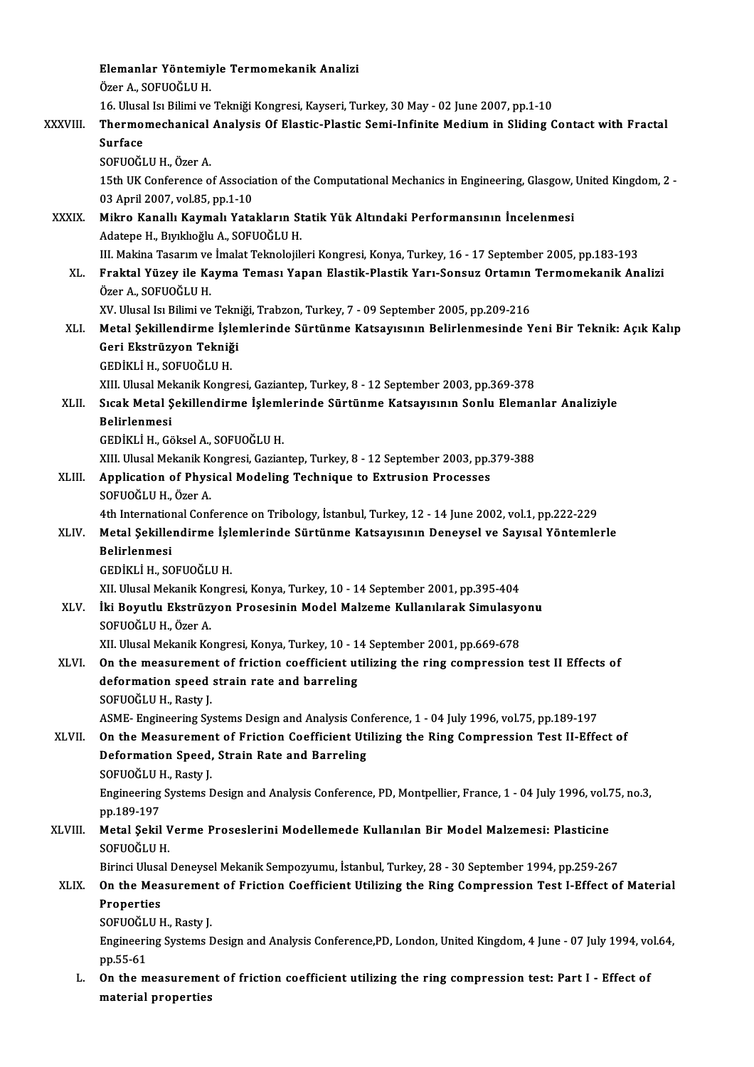Elemanlar Yöntemiyle Termomekanik Analizi
Özer A., SOFUOĞLU H.
16. Ulusal Isı Bilimi ve Tekniği Kongresi, Kayseri, Turkey, 30 May - 02 June 2007, pp.1-10

XXXVIII. **Thermomechanical Analysis Of Elastic-Plastic Semi-Infinite Medium in Sliding Contact with Fractal Surface**
SOFUOĞLU H., Özer A.
15th UK Conference of Association of the Computational Mechanics in Engineering, Glasgow, United Kingdom, 2 - 03 April 2007, vol.85, pp.1-10

XXXIX. **Mikro Kanallı Kaymalı Yatakların Statik Yük Altındaki Performansının İncelenmesi**
Adatepe H., Bıyıklıoğlu A., SOFUOĞLU H.
III. Makina Tasarım ve İmalat Teknolojileri Kongresi, Konya, Turkey, 16 - 17 September 2005, pp.183-193

XL. **Fraktal Yüzey ile Kayma Teması Yapan Elastik-Plastik Yarı-Sonsuz Ortamın Termomekanik Analizi**
Özer A., SOFUOĞLU H.
XV. Ulusal Isı Bilimi ve Tekniği, Trabzon, Turkey, 7 - 09 September 2005, pp.209-216

XLI. **Metal Şekillendirme İşlemlerinde Sürtünme Katsayısının Belirlenmesinde Yeni Bir Teknik: Açık Kalıp Geri Ekstrüzyon Tekniği**
GEDİKLİ H., SOFUOĞLU H.
XIII. Ulusal Mekanik Kongresi, Gaziantep, Turkey, 8 - 12 September 2003, pp.369-378

XLII. **Sıcak Metal Şekillendirme İşlemlerinde Sürtünme Katsayısının Sonlu Elemanlar Analiziyle Belirlenmesi**
GEDİKLİ H., Göksel A., SOFUOĞLU H.
XIII. Ulusal Mekanik Kongresi, Gaziantep, Turkey, 8 - 12 September 2003, pp.379-388

XLIII. **Application of Physical Modeling Technique to Extrusion Processes**
SOFUOĞLU H., Özer A.
4th International Conference on Tribology, İstanbul, Turkey, 12 - 14 June 2002, vol.1, pp.222-229

XLIV. **Metal Şekillendirme İşlemlerinde Sürtünme Katsayısının Deneysel ve Sayısal Yöntemlerle Belirlenmesi**
GEDİKLİ H., SOFUOĞLU H.
XII. Ulusal Mekanik Kongresi, Konya, Turkey, 10 - 14 September 2001, pp.395-404

XLV. **İki Boyutlu Ekstrüzyon Prosesinin Model Malzeme Kullanılarak Simulasyonu**
SOFUOĞLU H., Özer A.
XII. Ulusal Mekanik Kongresi, Konya, Turkey, 10 - 14 September 2001, pp.669-678

XLVI. **On the measurement of friction coefficient utilizing the ring compression test II Effects of deformation speed strain rate and barreling**
SOFUOĞLU H., Rasty J.
ASME- Engineering Systems Design and Analysis Conference, 1 - 04 July 1996, vol.75, pp.189-197

XLVII. **On the Measurement of Friction Coefficient Utilizing the Ring Compression Test II-Effect of Deformation Speed, Strain Rate and Barreling**
SOFUOĞLU H., Rasty J.
Engineering Systems Design and Analysis Conference, PD, Montpellier, France, 1 - 04 July 1996, vol.75, no.3, pp.189-197

XLVIII. **Metal Şekil Verme Proseslerini Modellemede Kullanılan Bir Model Malzemesi: Plasticine**
SOFUOĞLU H.
Birinci Ulusal Deneysel Mekanik Sempozyumu, İstanbul, Turkey, 28 - 30 September 1994, pp.259-267

XLIX. **On the Measurement of Friction Coefficient Utilizing the Ring Compression Test I-Effect of Material Properties**
SOFUOĞLU H., Rasty J.
Engineering Systems Design and Analysis Conference,PD, London, United Kingdom, 4 June - 07 July 1994, vol.64, pp.55-61

L. **On the measurement of friction coefficient utilizing the ring compression test: Part I - Effect of material properties**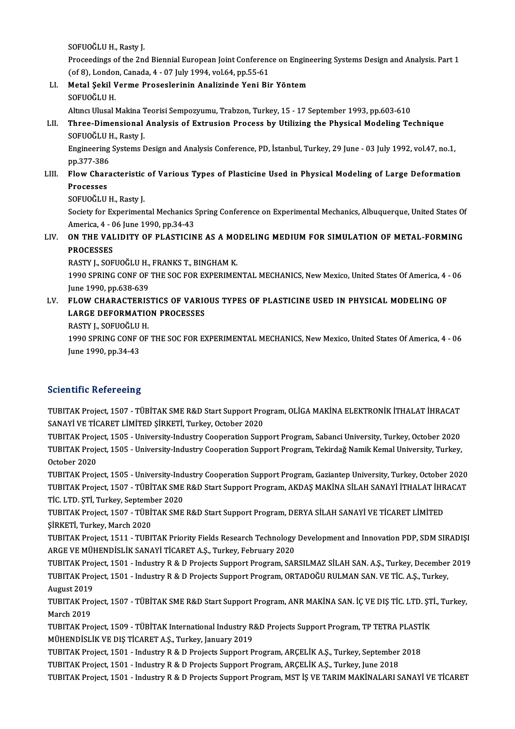SOFUOĞLU H., Rasty J.

Proceedings of the 2nd Biennial European Joint Conference on Engineering Systems Design and Analysis. Part 1 (of 8), London, Canada, 4 - 07 July 1994, vol.64, pp.55-61

LI. **Metal Şekil Verme Proseslerinin Analizinde Yeni Bir Yöntem**
SOFUOĞLU H.
Altıncı Ulusal Makina Teorisi Sempozyumu, Trabzon, Turkey, 15 - 17 September 1993, pp.603-610

LII. **Three-Dimensional Analysis of Extrusion Process by Utilizing the Physical Modeling Technique**
SOFUOĞLU H., Rasty J.
Engineering Systems Design and Analysis Conference, PD, İstanbul, Turkey, 29 June - 03 July 1992, vol.47, no.1, pp.377-386

LIII. **Flow Characteristic of Various Types of Plasticine Used in Physical Modeling of Large Deformation Processes**
SOFUOĞLU H., Rasty J.
Society for Experimental Mechanics Spring Conference on Experimental Mechanics, Albuquerque, United States Of America, 4 - 06 June 1990, pp.34-43

LIV. **ON THE VALIDITY OF PLASTICINE AS A MODELING MEDIUM FOR SIMULATION OF METAL-FORMING PROCESSES**
RASTY J., SOFUOĞLU H., FRANKS T., BINGHAM K.
1990 SPRING CONF OF THE SOC FOR EXPERIMENTAL MECHANICS, New Mexico, United States Of America, 4 - 06 June 1990, pp.638-639

LV. **FLOW CHARACTERISTICS OF VARIOUS TYPES OF PLASTICINE USED IN PHYSICAL MODELING OF LARGE DEFORMATION PROCESSES**
RASTY J., SOFUOĞLU H.
1990 SPRING CONF OF THE SOC FOR EXPERIMENTAL MECHANICS, New Mexico, United States Of America, 4 - 06 June 1990, pp.34-43

## Scientific Refereeing

TUBITAK Project, 1507 - TÜBİTAK SME R&D Start Support Program, OLİGA MAKİNA ELEKTRONİK İTHALAT İHRACAT SANAYİ VE TİCARET LİMİTED ŞİRKETİ, Turkey, October 2020

TUBITAK Project, 1505 - University-Industry Cooperation Support Program, Sabanci University, Turkey, October 2020

TUBITAK Project, 1505 - University-Industry Cooperation Support Program, Tekirdağ Namik Kemal University, Turkey, October 2020

TUBITAK Project, 1505 - University-Industry Cooperation Support Program, Gaziantep University, Turkey, October 2020

TUBITAK Project, 1507 - TÜBİTAK SME R&D Start Support Program, AKDAŞ MAKİNA SİLAH SANAYİ İTHALAT İHRACAT TİC. LTD. ŞTİ, Turkey, September 2020

TUBITAK Project, 1507 - TÜBİTAK SME R&D Start Support Program, DERYA SİLAH SANAYİ VE TİCARET LİMİTED ŞİRKETİ, Turkey, March 2020

TUBITAK Project, 1511 - TUBITAK Priority Fields Research Technology Development and Innovation PDP, SDM SIRADIŞI ARGE VE MÜHENDİSLİK SANAYİ TİCARET A.Ş., Turkey, February 2020

TUBITAK Project, 1501 - Industry R & D Projects Support Program, SARSILMAZ SİLAH SAN. A.Ş., Turkey, December 2019

TUBITAK Project, 1501 - Industry R & D Projects Support Program, ORTADOĞU RULMAN SAN. VE TİC. A.Ş., Turkey, August 2019

TUBITAK Project, 1507 - TÜBİTAK SME R&D Start Support Program, ANR MAKİNA SAN. İÇ VE DIŞ TİC. LTD. ŞTİ., Turkey, March 2019

TUBITAK Project, 1509 - TÜBİTAK International Industry R&D Projects Support Program, TP TETRA PLASTİK MÜHENDİSLİK VE DIŞ TİCARET A.Ş., Turkey, January 2019

TUBITAK Project, 1501 - Industry R & D Projects Support Program, ARÇELİK A.Ş., Turkey, September 2018

TUBITAK Project, 1501 - Industry R & D Projects Support Program, ARÇELİK A.Ş., Turkey, June 2018

TUBITAK Project, 1501 - Industry R & D Projects Support Program, MST İŞ VE TARIM MAKİNALARI SANAYİ VE TİCARET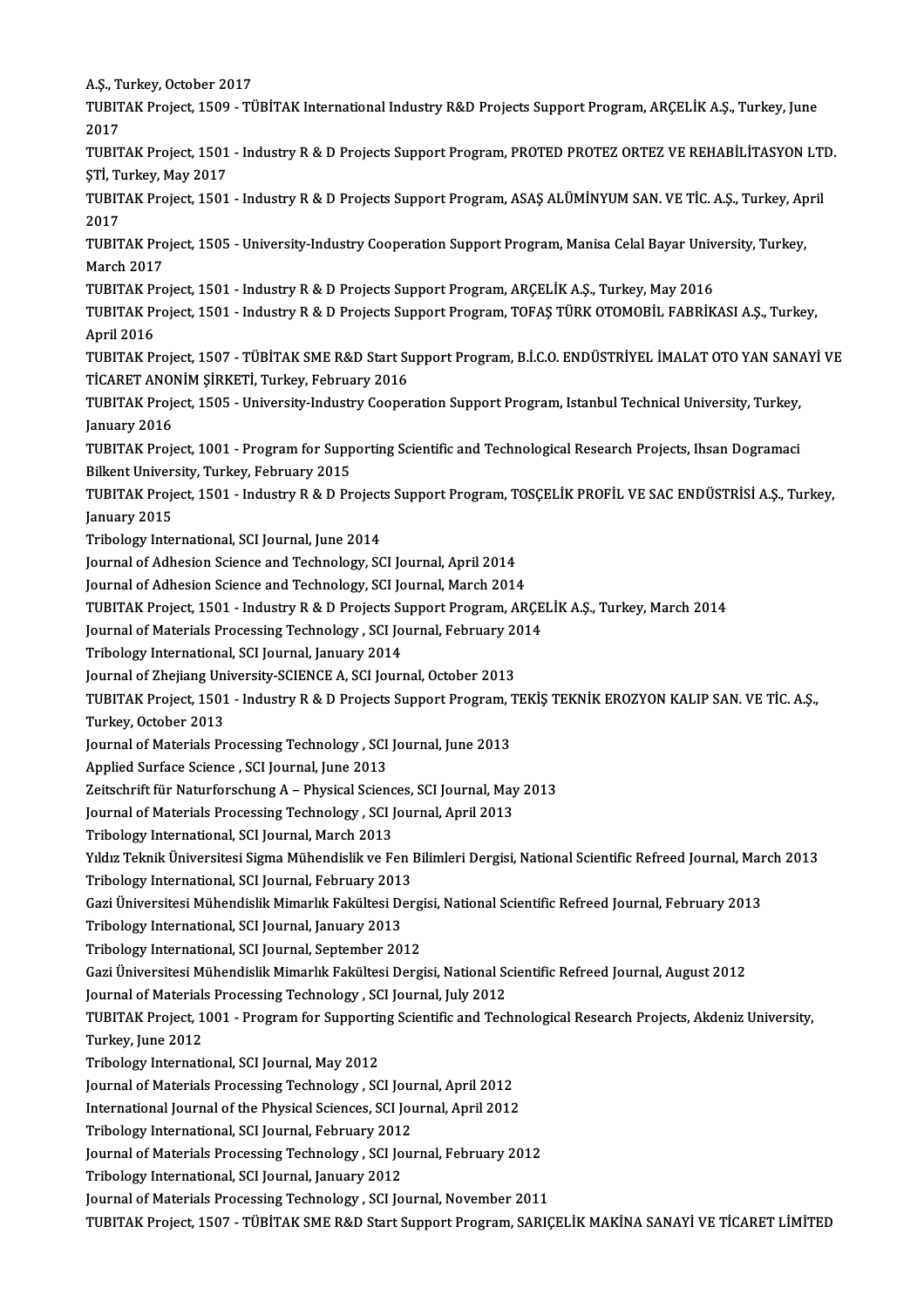A.Ş., Turkey, October 2017

TUBITAK Project, 1509 - TÜBİTAK International Industry R&D Projects Support Program, ARÇELİK A.Ş., Turkey, June 2017

TUBITAK Project, 1501 - Industry R & D Projects Support Program, PROTED PROTEZ ORTEZ VE REHABİLİTASYON LTD. ŞTİ, Turkey, May 2017

TUBITAK Project, 1501 - Industry R & D Projects Support Program, ASAŞ ALÜMİNYUM SAN. VE TİC. A.Ş., Turkey, April 2017

TUBITAK Project, 1505 - University-Industry Cooperation Support Program, Manisa Celal Bayar University, Turkey, March 2017

TUBITAK Project, 1501 - Industry R & D Projects Support Program, ARÇELİK A.Ş., Turkey, May 2016

TUBITAK Project, 1501 - Industry R & D Projects Support Program, TOFAŞ TÜRK OTOMOBİL FABRİKASI A.Ş., Turkey, April 2016

TUBITAK Project, 1507 - TÜBİTAK SME R&D Start Support Program, B.İ.C.O. ENDÜSTRİYEL İMALAT OTO YAN SANAYİ VE TİCARET ANONİM ŞİRKETİ, Turkey, February 2016

TUBITAK Project, 1505 - University-Industry Cooperation Support Program, Istanbul Technical University, Turkey, January 2016

TUBITAK Project, 1001 - Program for Supporting Scientific and Technological Research Projects, Ihsan Dogramaci Bilkent University, Turkey, February 2015

TUBITAK Project, 1501 - Industry R & D Projects Support Program, TOSÇELİK PROFİL VE SAC ENDÜSTRİSİ A.Ş., Turkey, January 2015

Tribology International, SCI Journal, June 2014

Journal of Adhesion Science and Technology, SCI Journal, April 2014

Journal of Adhesion Science and Technology, SCI Journal, March 2014

TUBITAK Project, 1501 - Industry R & D Projects Support Program, ARÇELİK A.Ş., Turkey, March 2014

Journal of Materials Processing Technology , SCI Journal, February 2014

Tribology International, SCI Journal, January 2014

Journal of Zhejiang University-SCIENCE A, SCI Journal, October 2013

TUBITAK Project, 1501 - Industry R & D Projects Support Program, TEKİŞ TEKNİK EROZYON KALIP SAN. VE TİC. A.Ş., Turkey, October 2013

Journal of Materials Processing Technology , SCI Journal, June 2013

Applied Surface Science , SCI Journal, June 2013

Zeitschrift für Naturforschung A – Physical Sciences, SCI Journal, May 2013

Journal of Materials Processing Technology , SCI Journal, April 2013

Tribology International, SCI Journal, March 2013

Yıldız Teknik Üniversitesi Sigma Mühendislik ve Fen Bilimleri Dergisi, National Scientific Refreed Journal, March 2013

Tribology International, SCI Journal, February 2013

Gazi Üniversitesi Mühendislik Mimarlık Fakültesi Dergisi, National Scientific Refreed Journal, February 2013

Tribology International, SCI Journal, January 2013

Tribology International, SCI Journal, September 2012

Gazi Üniversitesi Mühendislik Mimarlık Fakültesi Dergisi, National Scientific Refreed Journal, August 2012

Journal of Materials Processing Technology , SCI Journal, July 2012

TUBITAK Project, 1001 - Program for Supporting Scientific and Technological Research Projects, Akdeniz University, Turkey, June 2012

Tribology International, SCI Journal, May 2012

Journal of Materials Processing Technology , SCI Journal, April 2012

International Journal of the Physical Sciences, SCI Journal, April 2012

Tribology International, SCI Journal, February 2012

Journal of Materials Processing Technology , SCI Journal, February 2012

Tribology International, SCI Journal, January 2012

Journal of Materials Processing Technology , SCI Journal, November 2011

TUBITAK Project, 1507 - TÜBİTAK SME R&D Start Support Program, SARIÇELİK MAKİNA SANAYİ VE TİCARET LİMİTED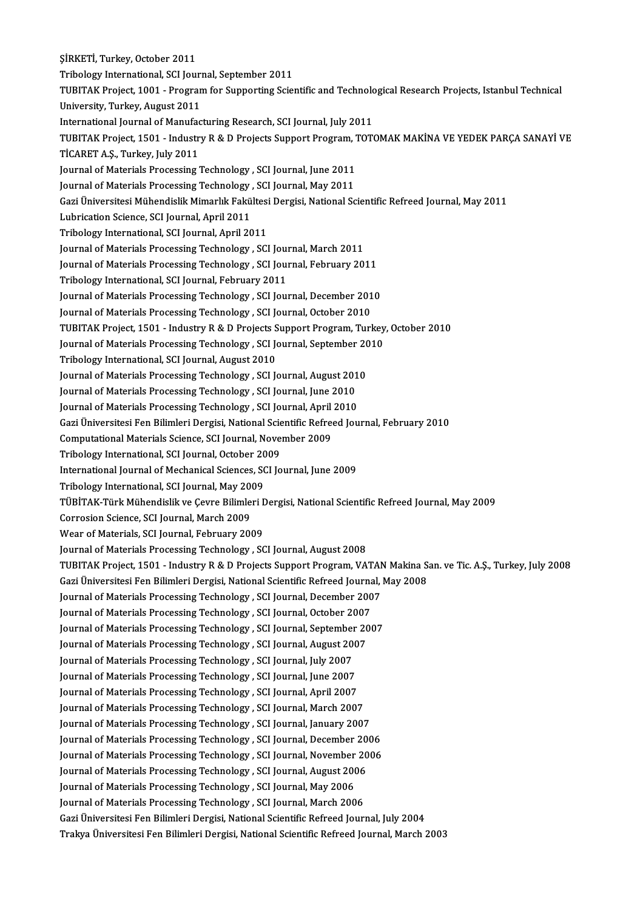ŞİRKETİ, Turkey, October 2011
Tribology International, SCI Journal, September 2011
TUBITAK Project, 1001 - Program for Supporting Scientific and Technological Research Projects, Istanbul Technical University, Turkey, August 2011
International Journal of Manufacturing Research, SCI Journal, July 2011
TUBITAK Project, 1501 - Industry R & D Projects Support Program, TOTOMAK MAKİNA VE YEDEK PARÇA SANAYİ VE TİCARET A.Ş., Turkey, July 2011
Journal of Materials Processing Technology , SCI Journal, June 2011
Journal of Materials Processing Technology , SCI Journal, May 2011
Gazi Üniversitesi Mühendislik Mimarlık Fakültesi Dergisi, National Scientific Refreed Journal, May 2011
Lubrication Science, SCI Journal, April 2011
Tribology International, SCI Journal, April 2011
Journal of Materials Processing Technology , SCI Journal, March 2011
Journal of Materials Processing Technology , SCI Journal, February 2011
Tribology International, SCI Journal, February 2011
Journal of Materials Processing Technology , SCI Journal, December 2010
Journal of Materials Processing Technology , SCI Journal, October 2010
TUBITAK Project, 1501 - Industry R & D Projects Support Program, Turkey, October 2010
Journal of Materials Processing Technology , SCI Journal, September 2010
Tribology International, SCI Journal, August 2010
Journal of Materials Processing Technology , SCI Journal, August 2010
Journal of Materials Processing Technology , SCI Journal, June 2010
Journal of Materials Processing Technology , SCI Journal, April 2010
Gazi Üniversitesi Fen Bilimleri Dergisi, National Scientific Refreed Journal, February 2010
Computational Materials Science, SCI Journal, November 2009
Tribology International, SCI Journal, October 2009
International Journal of Mechanical Sciences, SCI Journal, June 2009
Tribology International, SCI Journal, May 2009
TÜBİTAK-Türk Mühendislik ve Çevre Bilimleri Dergisi, National Scientific Refreed Journal, May 2009
Corrosion Science, SCI Journal, March 2009
Wear of Materials, SCI Journal, February 2009
Journal of Materials Processing Technology , SCI Journal, August 2008
TUBITAK Project, 1501 - Industry R & D Projects Support Program, VATAN Makina San. ve Tic. A.Ş., Turkey, July 2008
Gazi Üniversitesi Fen Bilimleri Dergisi, National Scientific Refreed Journal, May 2008
Journal of Materials Processing Technology , SCI Journal, December 2007
Journal of Materials Processing Technology , SCI Journal, October 2007
Journal of Materials Processing Technology , SCI Journal, September 2007
Journal of Materials Processing Technology , SCI Journal, August 2007
Journal of Materials Processing Technology , SCI Journal, July 2007
Journal of Materials Processing Technology , SCI Journal, June 2007
Journal of Materials Processing Technology , SCI Journal, April 2007
Journal of Materials Processing Technology , SCI Journal, March 2007
Journal of Materials Processing Technology , SCI Journal, January 2007
Journal of Materials Processing Technology , SCI Journal, December 2006
Journal of Materials Processing Technology , SCI Journal, November 2006
Journal of Materials Processing Technology , SCI Journal, August 2006
Journal of Materials Processing Technology , SCI Journal, May 2006
Journal of Materials Processing Technology , SCI Journal, March 2006
Gazi Üniversitesi Fen Bilimleri Dergisi, National Scientific Refreed Journal, July 2004
Trakya Üniversitesi Fen Bilimleri Dergisi, National Scientific Refreed Journal, March 2003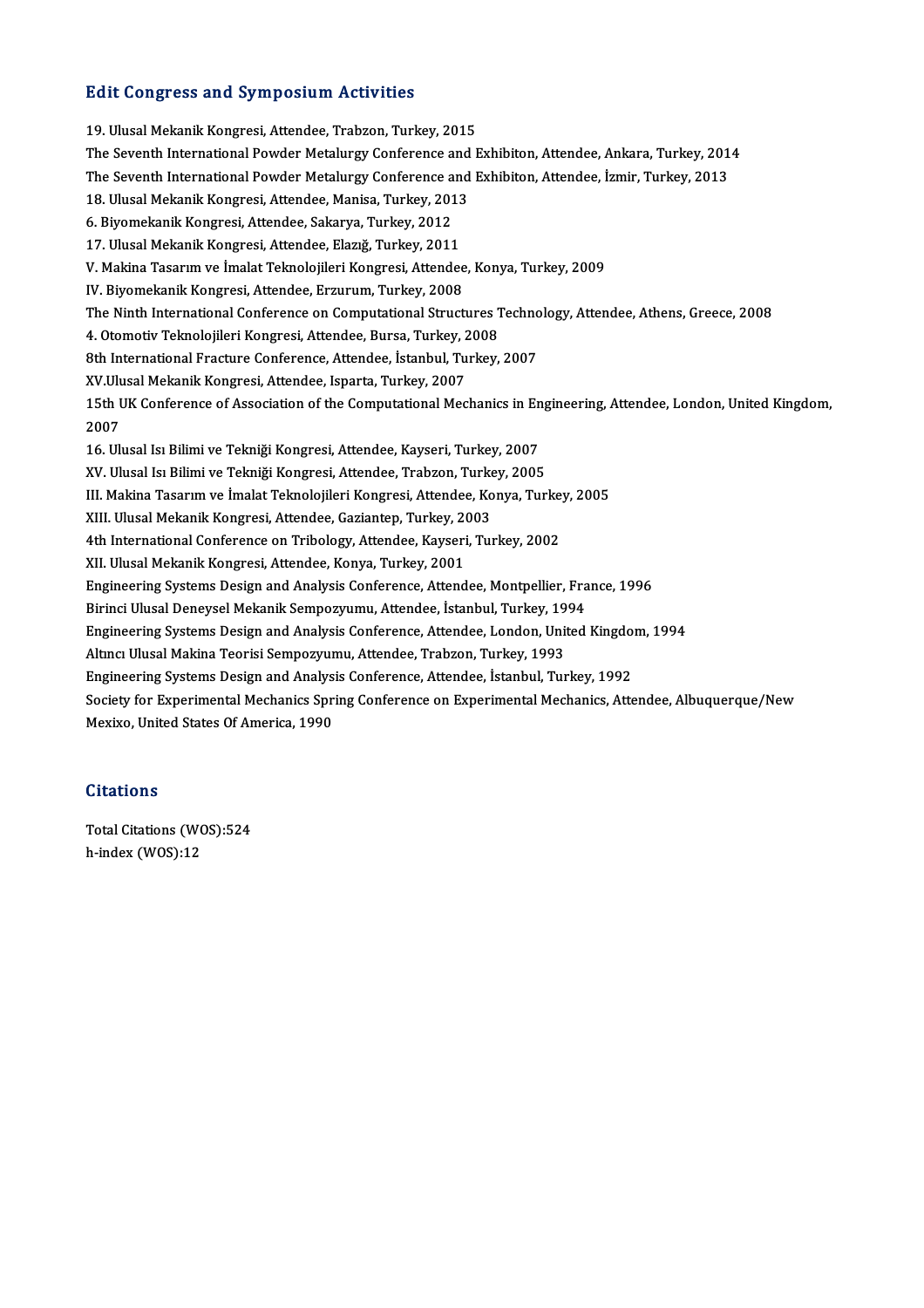## Edit Congress and Symposium Activities

19. Ulusal Mekanik Kongresi, Attendee, Trabzon, Turkey, 2015
The Seventh International Powder Metalurgy Conference and Exhibiton, Attendee, Ankara, Turkey, 2014
The Seventh International Powder Metalurgy Conference and Exhibiton, Attendee, İzmir, Turkey, 2013
18. Ulusal Mekanik Kongresi, Attendee, Manisa, Turkey, 2013
6. Biyomekanik Kongresi, Attendee, Sakarya, Turkey, 2012
17. Ulusal Mekanik Kongresi, Attendee, Elazığ, Turkey, 2011
V. Makina Tasarım ve İmalat Teknolojileri Kongresi, Attendee, Konya, Turkey, 2009
IV. Biyomekanik Kongresi, Attendee, Erzurum, Turkey, 2008
The Ninth International Conference on Computational Structures Technology, Attendee, Athens, Greece, 2008
4. Otomotiv Teknolojileri Kongresi, Attendee, Bursa, Turkey, 2008
8th International Fracture Conference, Attendee, İstanbul, Turkey, 2007
XV.Ulusal Mekanik Kongresi, Attendee, Isparta, Turkey, 2007
15th UK Conference of Association of the Computational Mechanics in Engineering, Attendee, London, United Kingdom, 2007
16. Ulusal Isı Bilimi ve Tekniği Kongresi, Attendee, Kayseri, Turkey, 2007
XV. Ulusal Isı Bilimi ve Tekniği Kongresi, Attendee, Trabzon, Turkey, 2005
III. Makina Tasarım ve İmalat Teknolojileri Kongresi, Attendee, Konya, Turkey, 2005
XIII. Ulusal Mekanik Kongresi, Attendee, Gaziantep, Turkey, 2003
4th International Conference on Tribology, Attendee, Kayseri, Turkey, 2002
XII. Ulusal Mekanik Kongresi, Attendee, Konya, Turkey, 2001
Engineering Systems Design and Analysis Conference, Attendee, Montpellier, France, 1996
Birinci Ulusal Deneysel Mekanik Sempozyumu, Attendee, İstanbul, Turkey, 1994
Engineering Systems Design and Analysis Conference, Attendee, London, United Kingdom, 1994
Altıncı Ulusal Makina Teorisi Sempozyumu, Attendee, Trabzon, Turkey, 1993
Engineering Systems Design and Analysis Conference, Attendee, İstanbul, Turkey, 1992
Society for Experimental Mechanics Spring Conference on Experimental Mechanics, Attendee, Albuquerque/New Mexixo, United States Of America, 1990

## Citations

Total Citations (WOS):524
h-index (WOS):12